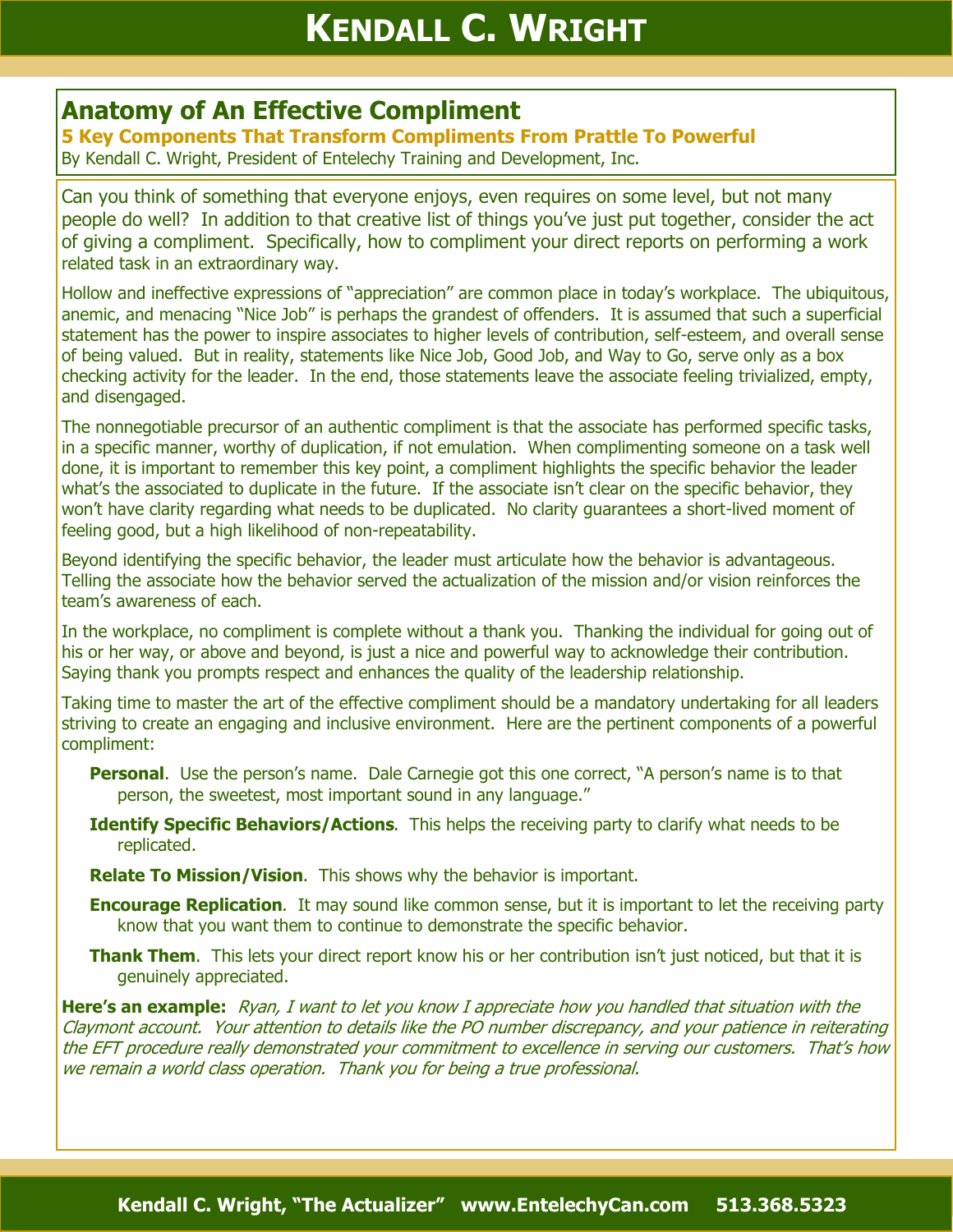# Anatomy of An Effective Compliment

## 5 Key Components That Transform Compliments From Prattle To Powerful

By Kendall C. Wright, President of Entelechy Training and Development, Inc.

Can you think of something that everyone enjoys, even requires on some level, but not many people do well? In addition to that creative list of things you've just put together, consider the act of giving a compliment. Specifically, how to compliment your direct reports on performing a work related task in an extraordinary way.

Hollow and ineffective expressions of "appreciation" are common place in today's workplace. The ubiquitous, anemic, and menacing "Nice Job" is perhaps the grandest of offenders. It is assumed that such a superficial statement has the power to inspire associates to higher levels of contribution, self-esteem, and overall sense of being valued. But in reality, statements like Nice Job, Good Job, and Way to Go, serve only as a box checking activity for the leader. In the end, those statements leave the associate feeling trivialized, empty, and disengaged.

The nonnegotiable precursor of an authentic compliment is that the associate has performed specific tasks, in a specific manner, worthy of duplication, if not emulation. When complimenting someone on a task well done, it is important to remember this key point, a compliment highlights the specific behavior the leader what's the associated to duplicate in the future. If the associate isn't clear on the specific behavior, they won't have clarity regarding what needs to be duplicated. No clarity guarantees a short-lived moment of feeling good, but a high likelihood of non-repeatability.

Beyond identifying the specific behavior, the leader must articulate how the behavior is advantageous. Telling the associate how the behavior served the actualization of the mission and/or vision reinforces the team's awareness of each.

In the workplace, no compliment is complete without a thank you. Thanking the individual for going out of his or her way, or above and beyond, is just a nice and powerful way to acknowledge their contribution. Saying thank you prompts respect and enhances the quality of the leadership relationship.

Taking time to master the art of the effective compliment should be a mandatory undertaking for all leaders striving to create an engaging and inclusive environment. Here are the pertinent components of a powerful compliment:

- **Personal**. Use the person's name. Dale Carnegie got this one correct, "A person's name is to that person, the sweetest, most important sound in any language."
- **Identify Specific Behaviors/Actions**. This helps the receiving party to clarify what needs to be replicated.
- **Relate To Mission/Vision**. This shows why the behavior is important.
- **Encourage Replication**. It may sound like common sense, but it is important to let the receiving party know that you want them to continue to demonstrate the specific behavior.
- **Thank Them**. This lets your direct report know his or her contribution isn't just noticed, but that it is genuinely appreciated.

**Here's an example:** *Ryan, I want to let you know I appreciate how you handled that situation with the Claymont account. Your attention to details like the PO number discrepancy, and your patience in reiterating the EFT procedure really demonstrated your commitment to excellence in serving our customers. That's how we remain a world class operation. Thank you for being a true professional.*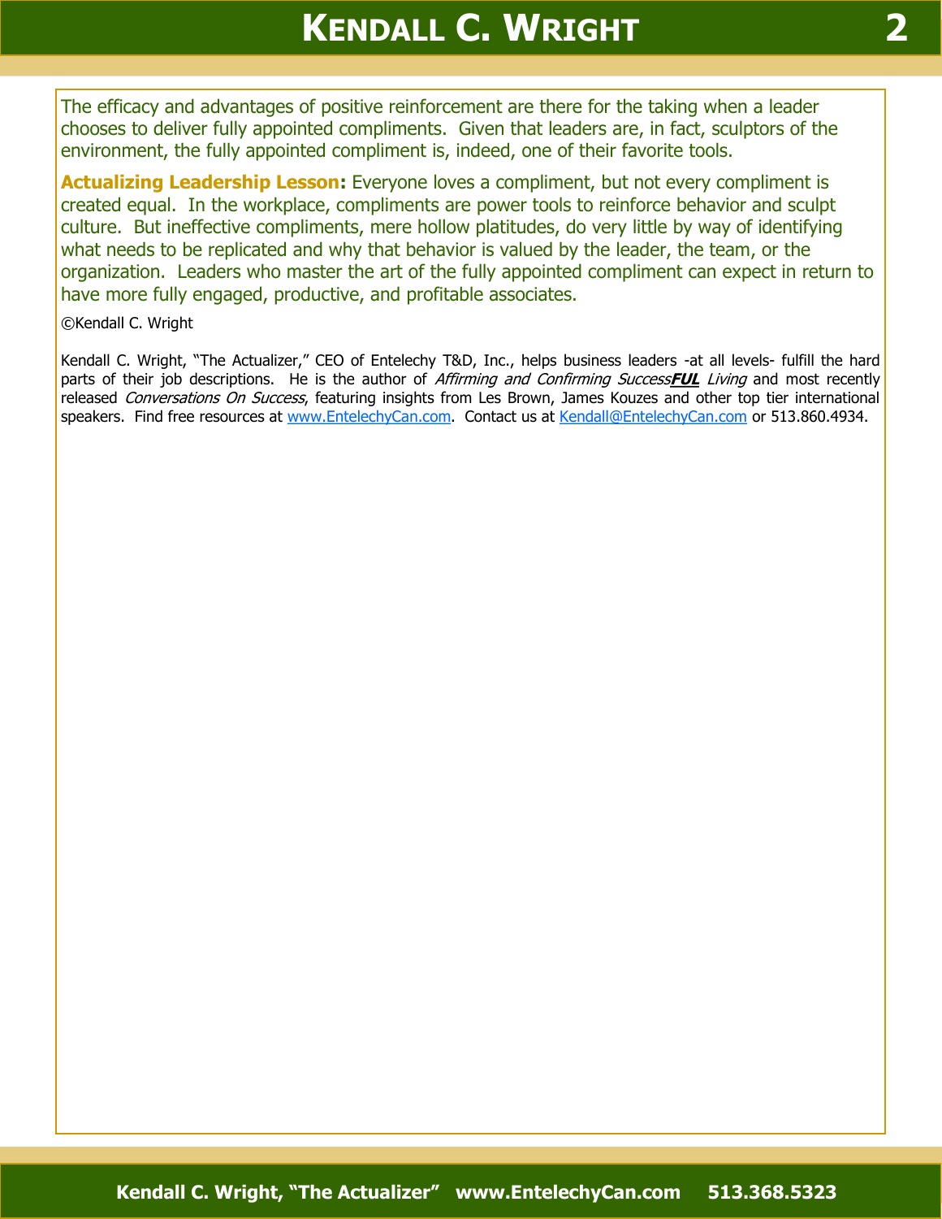The efficacy and advantages of positive reinforcement are there for the taking when a leader chooses to deliver fully appointed compliments. Given that leaders are, in fact, sculptors of the environment, the fully appointed compliment is, indeed, one of their favorite tools.

**Actualizing Leadership Lesson:** Everyone loves a compliment, but not every compliment is created equal. In the workplace, compliments are power tools to reinforce behavior and sculpt culture. But ineffective compliments, mere hollow platitudes, do very little by way of identifying what needs to be replicated and why that behavior is valued by the leader, the team, or the organization. Leaders who master the art of the fully appointed compliment can expect in return to have more fully engaged, productive, and profitable associates.

©Kendall C. Wright

Kendall C. Wright, "The Actualizer," CEO of Entelechy T&D, Inc., helps business leaders -at all levels- fulfill the hard parts of their job descriptions. He is the author of *Affirming and Confirming Success**FUL** Living* and most recently released *Conversations On Success*, featuring insights from Les Brown, James Kouzes and other top tier international speakers. Find free resources at www.EntelechyCan.com. Contact us at Kendall@EntelechyCan.com or 513.860.4934.